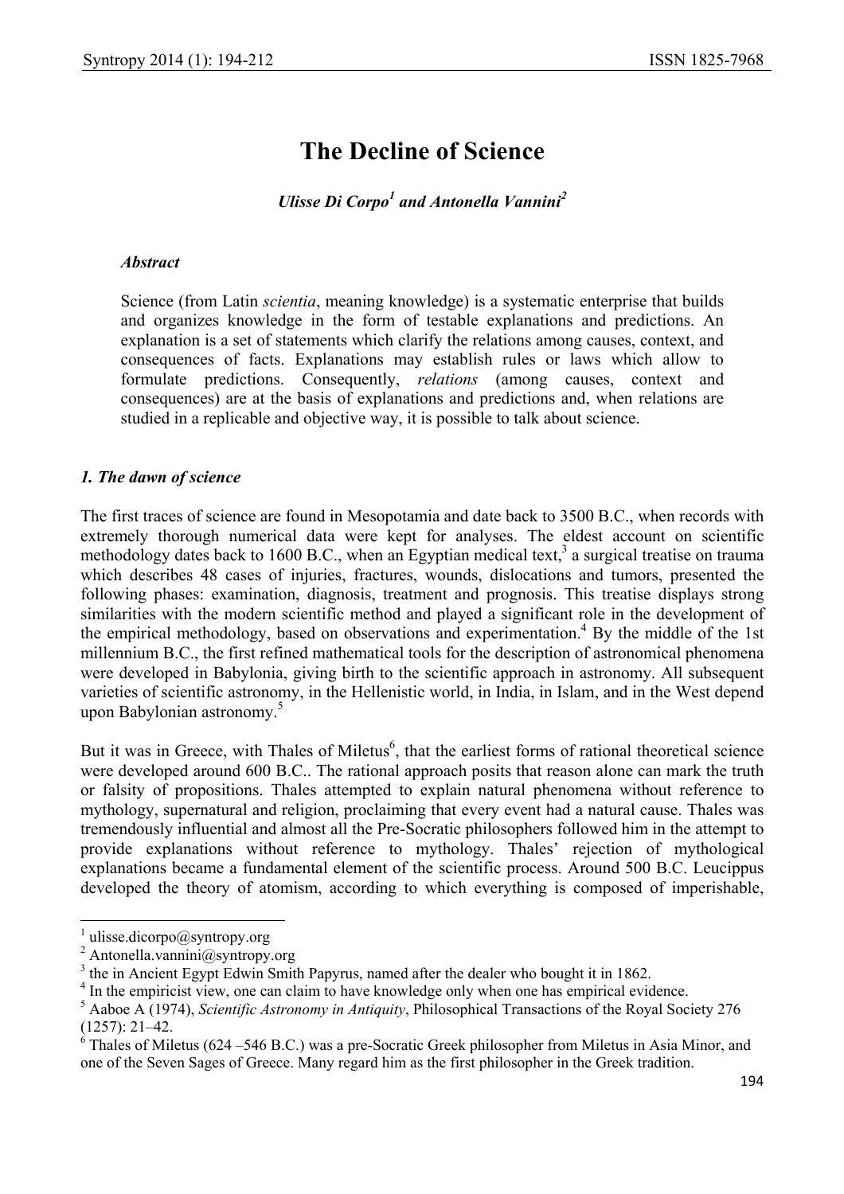# The Decline of Science

***Ulisse Di Corpo*[1] *and Antonella Vannini*[2]**

***Abstract***

Science (from Latin *scientia*, meaning knowledge) is a systematic enterprise that builds and organizes knowledge in the form of testable explanations and predictions. An explanation is a set of statements which clarify the relations among causes, context, and consequences of facts. Explanations may establish rules or laws which allow to formulate predictions. Consequently, *relations* (among causes, context and consequences) are at the basis of explanations and predictions and, when relations are studied in a replicable and objective way, it is possible to talk about science.

## *1. The dawn of science*

The first traces of science are found in Mesopotamia and date back to 3500 B.C., when records with extremely thorough numerical data were kept for analyses. The eldest account on scientific methodology dates back to 1600 B.C., when an Egyptian medical text,[3] a surgical treatise on trauma which describes 48 cases of injuries, fractures, wounds, dislocations and tumors, presented the following phases: examination, diagnosis, treatment and prognosis. This treatise displays strong similarities with the modern scientific method and played a significant role in the development of the empirical methodology, based on observations and experimentation.[4] By the middle of the 1st millennium B.C., the first refined mathematical tools for the description of astronomical phenomena were developed in Babylonia, giving birth to the scientific approach in astronomy. All subsequent varieties of scientific astronomy, in the Hellenistic world, in India, in Islam, and in the West depend upon Babylonian astronomy.[5]

But it was in Greece, with Thales of Miletus[6], that the earliest forms of rational theoretical science were developed around 600 B.C.. The rational approach posits that reason alone can mark the truth or falsity of propositions. Thales attempted to explain natural phenomena without reference to mythology, supernatural and religion, proclaiming that every event had a natural cause. Thales was tremendously influential and almost all the Pre-Socratic philosophers followed him in the attempt to provide explanations without reference to mythology. Thales' rejection of mythological explanations became a fundamental element of the scientific process. Around 500 B.C. Leucippus developed the theory of atomism, according to which everything is composed of imperishable,

---

[1] ulisse.dicorpo@syntropy.org

[2] Antonella.vannini@syntropy.org

[3] the in Ancient Egypt Edwin Smith Papyrus, named after the dealer who bought it in 1862.

[4] In the empiricist view, one can claim to have knowledge only when one has empirical evidence.

[5] Aaboe A (1974), *Scientific Astronomy in Antiquity*, Philosophical Transactions of the Royal Society 276 (1257): 21–42.

[6] Thales of Miletus (624 –546 B.C.) was a pre-Socratic Greek philosopher from Miletus in Asia Minor, and one of the Seven Sages of Greece. Many regard him as the first philosopher in the Greek tradition.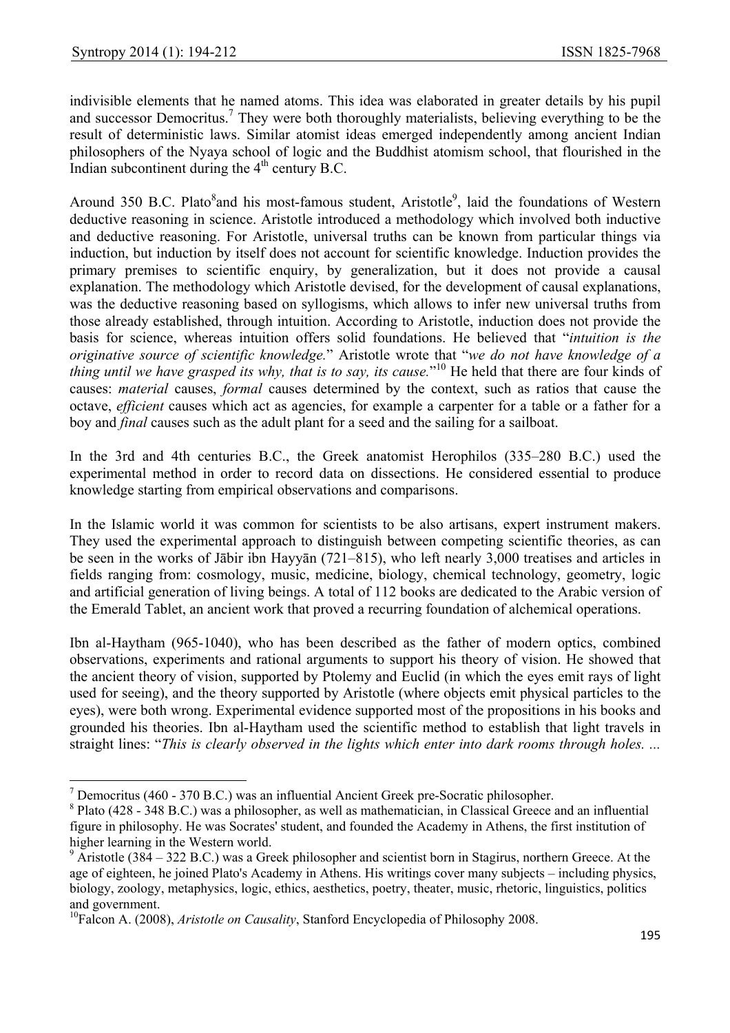indivisible elements that he named atoms. This idea was elaborated in greater details by his pupil and successor Democritus.[7] They were both thoroughly materialists, believing everything to be the result of deterministic laws. Similar atomist ideas emerged independently among ancient Indian philosophers of the Nyaya school of logic and the Buddhist atomism school, that flourished in the Indian subcontinent during the 4th century B.C.

Around 350 B.C. Plato[8] and his most-famous student, Aristotle[9], laid the foundations of Western deductive reasoning in science. Aristotle introduced a methodology which involved both inductive and deductive reasoning. For Aristotle, universal truths can be known from particular things via induction, but induction by itself does not account for scientific knowledge. Induction provides the primary premises to scientific enquiry, by generalization, but it does not provide a causal explanation. The methodology which Aristotle devised, for the development of causal explanations, was the deductive reasoning based on syllogisms, which allows to infer new universal truths from those already established, through intuition. According to Aristotle, induction does not provide the basis for science, whereas intuition offers solid foundations. He believed that "*intuition is the originative source of scientific knowledge.*" Aristotle wrote that "*we do not have knowledge of a thing until we have grasped its why, that is to say, its cause.*"[10] He held that there are four kinds of causes: *material* causes, *formal* causes determined by the context, such as ratios that cause the octave, *efficient* causes which act as agencies, for example a carpenter for a table or a father for a boy and *final* causes such as the adult plant for a seed and the sailing for a sailboat.

In the 3rd and 4th centuries B.C., the Greek anatomist Herophilos (335–280 B.C.) used the experimental method in order to record data on dissections. He considered essential to produce knowledge starting from empirical observations and comparisons.

In the Islamic world it was common for scientists to be also artisans, expert instrument makers. They used the experimental approach to distinguish between competing scientific theories, as can be seen in the works of Jābir ibn Hayyān (721–815), who left nearly 3,000 treatises and articles in fields ranging from: cosmology, music, medicine, biology, chemical technology, geometry, logic and artificial generation of living beings. A total of 112 books are dedicated to the Arabic version of the Emerald Tablet, an ancient work that proved a recurring foundation of alchemical operations.

Ibn al-Haytham (965-1040), who has been described as the father of modern optics, combined observations, experiments and rational arguments to support his theory of vision. He showed that the ancient theory of vision, supported by Ptolemy and Euclid (in which the eyes emit rays of light used for seeing), and the theory supported by Aristotle (where objects emit physical particles to the eyes), were both wrong. Experimental evidence supported most of the propositions in his books and grounded his theories. Ibn al-Haytham used the scientific method to establish that light travels in straight lines: "*This is clearly observed in the lights which enter into dark rooms through holes. ...*

---

[7] Democritus (460 - 370 B.C.) was an influential Ancient Greek pre-Socratic philosopher.

[8] Plato (428 - 348 B.C.) was a philosopher, as well as mathematician, in Classical Greece and an influential figure in philosophy. He was Socrates' student, and founded the Academy in Athens, the first institution of higher learning in the Western world.

[9] Aristotle (384 – 322 B.C.) was a Greek philosopher and scientist born in Stagirus, northern Greece. At the age of eighteen, he joined Plato's Academy in Athens. His writings cover many subjects – including physics, biology, zoology, metaphysics, logic, ethics, aesthetics, poetry, theater, music, rhetoric, linguistics, politics and government.

[10] Falcon A. (2008), *Aristotle on Causality*, Stanford Encyclopedia of Philosophy 2008.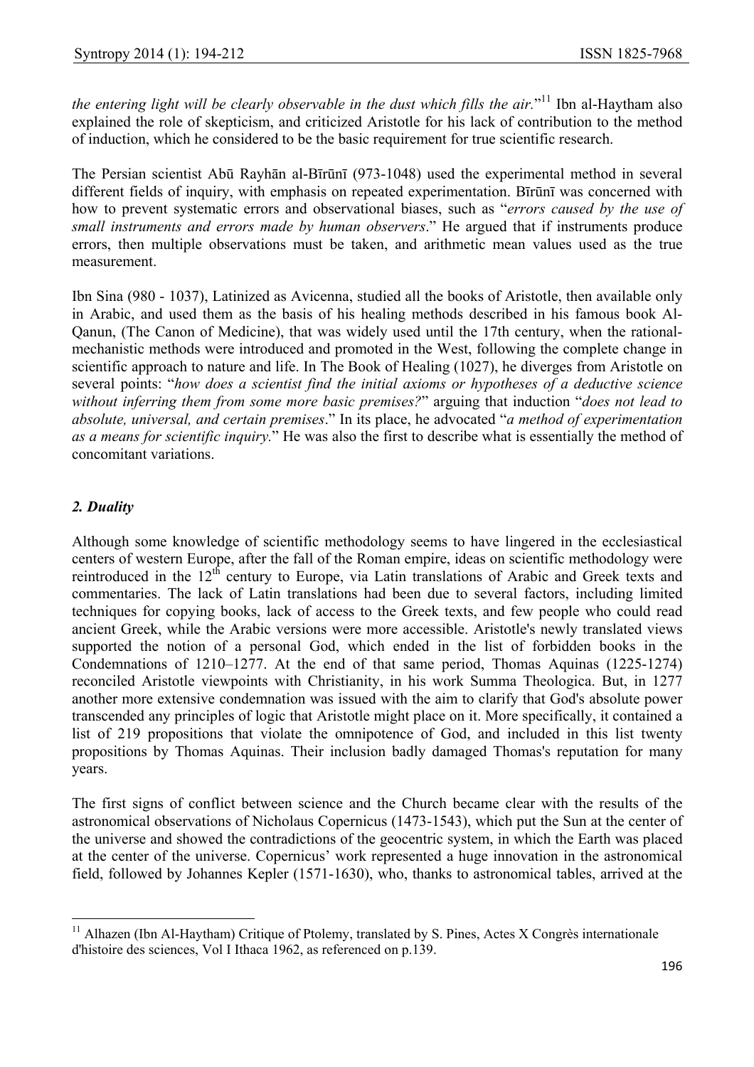*the entering light will be clearly observable in the dust which fills the air.*"[11] Ibn al-Haytham also explained the role of skepticism, and criticized Aristotle for his lack of contribution to the method of induction, which he considered to be the basic requirement for true scientific research.

The Persian scientist Abū Rayhān al-Bīrūnī (973-1048) used the experimental method in several different fields of inquiry, with emphasis on repeated experimentation. Bīrūnī was concerned with how to prevent systematic errors and observational biases, such as "*errors caused by the use of small instruments and errors made by human observers*." He argued that if instruments produce errors, then multiple observations must be taken, and arithmetic mean values used as the true measurement.

Ibn Sina (980 - 1037), Latinized as Avicenna, studied all the books of Aristotle, then available only in Arabic, and used them as the basis of his healing methods described in his famous book Al-Qanun, (The Canon of Medicine), that was widely used until the 17th century, when the rational-mechanistic methods were introduced and promoted in the West, following the complete change in scientific approach to nature and life. In The Book of Healing (1027), he diverges from Aristotle on several points: "*how does a scientist find the initial axioms or hypotheses of a deductive science without inferring them from some more basic premises?*" arguing that induction "*does not lead to absolute, universal, and certain premises*." In its place, he advocated "*a method of experimentation as a means for scientific inquiry.*" He was also the first to describe what is essentially the method of concomitant variations.

## *2. Duality*

Although some knowledge of scientific methodology seems to have lingered in the ecclesiastical centers of western Europe, after the fall of the Roman empire, ideas on scientific methodology were reintroduced in the 12th century to Europe, via Latin translations of Arabic and Greek texts and commentaries. The lack of Latin translations had been due to several factors, including limited techniques for copying books, lack of access to the Greek texts, and few people who could read ancient Greek, while the Arabic versions were more accessible. Aristotle's newly translated views supported the notion of a personal God, which ended in the list of forbidden books in the Condemnations of 1210–1277. At the end of that same period, Thomas Aquinas (1225-1274) reconciled Aristotle viewpoints with Christianity, in his work Summa Theologica. But, in 1277 another more extensive condemnation was issued with the aim to clarify that God's absolute power transcended any principles of logic that Aristotle might place on it. More specifically, it contained a list of 219 propositions that violate the omnipotence of God, and included in this list twenty propositions by Thomas Aquinas. Their inclusion badly damaged Thomas's reputation for many years.

The first signs of conflict between science and the Church became clear with the results of the astronomical observations of Nicholaus Copernicus (1473-1543), which put the Sun at the center of the universe and showed the contradictions of the geocentric system, in which the Earth was placed at the center of the universe. Copernicus' work represented a huge innovation in the astronomical field, followed by Johannes Kepler (1571-1630), who, thanks to astronomical tables, arrived at the

[11] Alhazen (Ibn Al-Haytham) Critique of Ptolemy, translated by S. Pines, Actes X Congrès internationale d'histoire des sciences, Vol I Ithaca 1962, as referenced on p.139.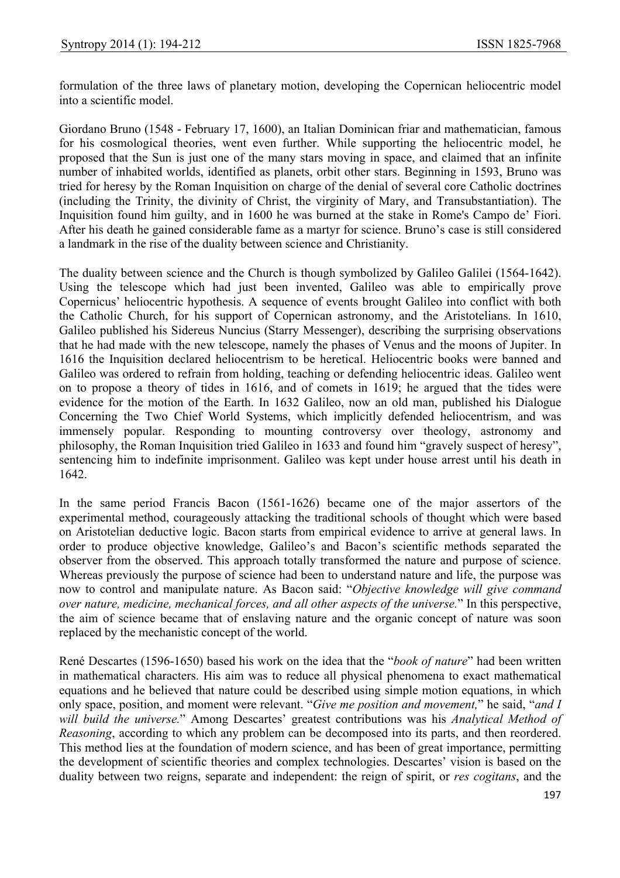formulation of the three laws of planetary motion, developing the Copernican heliocentric model into a scientific model.

Giordano Bruno (1548 - February 17, 1600), an Italian Dominican friar and mathematician, famous for his cosmological theories, went even further. While supporting the heliocentric model, he proposed that the Sun is just one of the many stars moving in space, and claimed that an infinite number of inhabited worlds, identified as planets, orbit other stars. Beginning in 1593, Bruno was tried for heresy by the Roman Inquisition on charge of the denial of several core Catholic doctrines (including the Trinity, the divinity of Christ, the virginity of Mary, and Transubstantiation). The Inquisition found him guilty, and in 1600 he was burned at the stake in Rome's Campo de' Fiori. After his death he gained considerable fame as a martyr for science. Bruno's case is still considered a landmark in the rise of the duality between science and Christianity.

The duality between science and the Church is though symbolized by Galileo Galilei (1564-1642). Using the telescope which had just been invented, Galileo was able to empirically prove Copernicus' heliocentric hypothesis. A sequence of events brought Galileo into conflict with both the Catholic Church, for his support of Copernican astronomy, and the Aristotelians. In 1610, Galileo published his Sidereus Nuncius (Starry Messenger), describing the surprising observations that he had made with the new telescope, namely the phases of Venus and the moons of Jupiter. In 1616 the Inquisition declared heliocentrism to be heretical. Heliocentric books were banned and Galileo was ordered to refrain from holding, teaching or defending heliocentric ideas. Galileo went on to propose a theory of tides in 1616, and of comets in 1619; he argued that the tides were evidence for the motion of the Earth. In 1632 Galileo, now an old man, published his Dialogue Concerning the Two Chief World Systems, which implicitly defended heliocentrism, and was immensely popular. Responding to mounting controversy over theology, astronomy and philosophy, the Roman Inquisition tried Galileo in 1633 and found him "gravely suspect of heresy", sentencing him to indefinite imprisonment. Galileo was kept under house arrest until his death in 1642.

In the same period Francis Bacon (1561-1626) became one of the major assertors of the experimental method, courageously attacking the traditional schools of thought which were based on Aristotelian deductive logic. Bacon starts from empirical evidence to arrive at general laws. In order to produce objective knowledge, Galileo's and Bacon's scientific methods separated the observer from the observed. This approach totally transformed the nature and purpose of science. Whereas previously the purpose of science had been to understand nature and life, the purpose was now to control and manipulate nature. As Bacon said: "*Objective knowledge will give command over nature, medicine, mechanical forces, and all other aspects of the universe.*" In this perspective, the aim of science became that of enslaving nature and the organic concept of nature was soon replaced by the mechanistic concept of the world.

René Descartes (1596-1650) based his work on the idea that the "*book of nature*" had been written in mathematical characters. His aim was to reduce all physical phenomena to exact mathematical equations and he believed that nature could be described using simple motion equations, in which only space, position, and moment were relevant. "*Give me position and movement,*" he said, "*and I will build the universe.*" Among Descartes' greatest contributions was his *Analytical Method of Reasoning*, according to which any problem can be decomposed into its parts, and then reordered. This method lies at the foundation of modern science, and has been of great importance, permitting the development of scientific theories and complex technologies. Descartes' vision is based on the duality between two reigns, separate and independent: the reign of spirit, or *res cogitans*, and the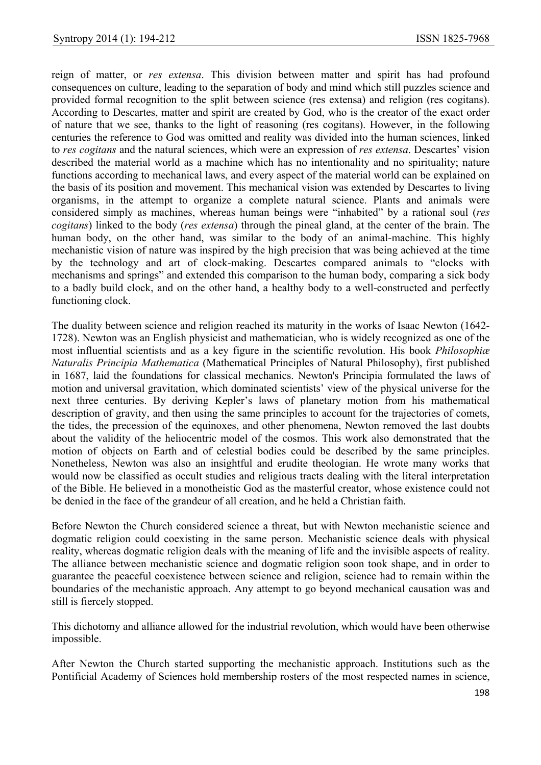reign of matter, or *res extensa*. This division between matter and spirit has had profound consequences on culture, leading to the separation of body and mind which still puzzles science and provided formal recognition to the split between science (res extensa) and religion (res cogitans). According to Descartes, matter and spirit are created by God, who is the creator of the exact order of nature that we see, thanks to the light of reasoning (res cogitans). However, in the following centuries the reference to God was omitted and reality was divided into the human sciences, linked to *res cogitans* and the natural sciences, which were an expression of *res extensa*. Descartes' vision described the material world as a machine which has no intentionality and no spirituality; nature functions according to mechanical laws, and every aspect of the material world can be explained on the basis of its position and movement. This mechanical vision was extended by Descartes to living organisms, in the attempt to organize a complete natural science. Plants and animals were considered simply as machines, whereas human beings were "inhabited" by a rational soul (*res cogitans*) linked to the body (*res extensa*) through the pineal gland, at the center of the brain. The human body, on the other hand, was similar to the body of an animal-machine. This highly mechanistic vision of nature was inspired by the high precision that was being achieved at the time by the technology and art of clock-making. Descartes compared animals to "clocks with mechanisms and springs" and extended this comparison to the human body, comparing a sick body to a badly build clock, and on the other hand, a healthy body to a well-constructed and perfectly functioning clock.

The duality between science and religion reached its maturity in the works of Isaac Newton (1642-1728). Newton was an English physicist and mathematician, who is widely recognized as one of the most influential scientists and as a key figure in the scientific revolution. His book *Philosophiæ Naturalis Principia Mathematica* (Mathematical Principles of Natural Philosophy), first published in 1687, laid the foundations for classical mechanics. Newton's Principia formulated the laws of motion and universal gravitation, which dominated scientists' view of the physical universe for the next three centuries. By deriving Kepler's laws of planetary motion from his mathematical description of gravity, and then using the same principles to account for the trajectories of comets, the tides, the precession of the equinoxes, and other phenomena, Newton removed the last doubts about the validity of the heliocentric model of the cosmos. This work also demonstrated that the motion of objects on Earth and of celestial bodies could be described by the same principles. Nonetheless, Newton was also an insightful and erudite theologian. He wrote many works that would now be classified as occult studies and religious tracts dealing with the literal interpretation of the Bible. He believed in a monotheistic God as the masterful creator, whose existence could not be denied in the face of the grandeur of all creation, and he held a Christian faith.

Before Newton the Church considered science a threat, but with Newton mechanistic science and dogmatic religion could coexisting in the same person. Mechanistic science deals with physical reality, whereas dogmatic religion deals with the meaning of life and the invisible aspects of reality. The alliance between mechanistic science and dogmatic religion soon took shape, and in order to guarantee the peaceful coexistence between science and religion, science had to remain within the boundaries of the mechanistic approach. Any attempt to go beyond mechanical causation was and still is fiercely stopped.

This dichotomy and alliance allowed for the industrial revolution, which would have been otherwise impossible.

After Newton the Church started supporting the mechanistic approach. Institutions such as the Pontificial Academy of Sciences hold membership rosters of the most respected names in science,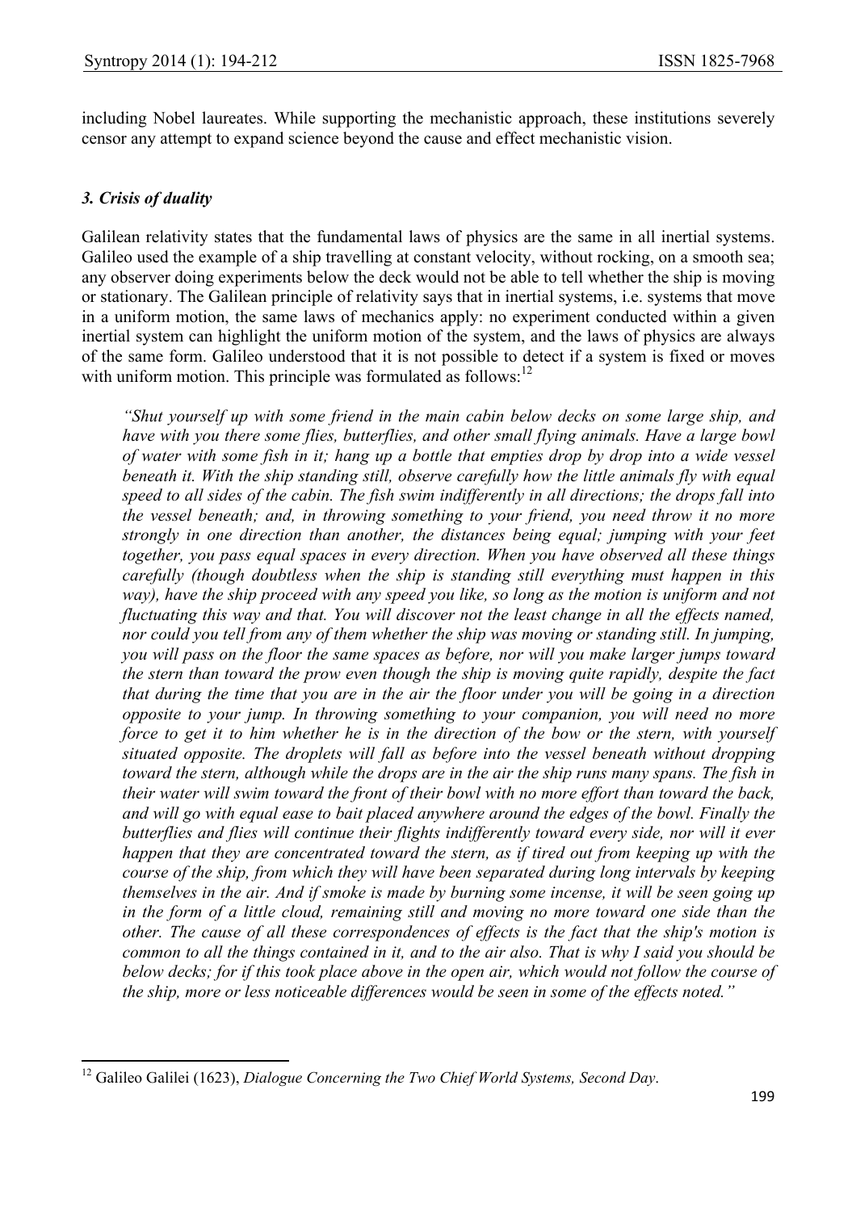including Nobel laureates. While supporting the mechanistic approach, these institutions severely censor any attempt to expand science beyond the cause and effect mechanistic vision.

### *3. Crisis of duality*

Galilean relativity states that the fundamental laws of physics are the same in all inertial systems. Galileo used the example of a ship travelling at constant velocity, without rocking, on a smooth sea; any observer doing experiments below the deck would not be able to tell whether the ship is moving or stationary. The Galilean principle of relativity says that in inertial systems, i.e. systems that move in a uniform motion, the same laws of mechanics apply: no experiment conducted within a given inertial system can highlight the uniform motion of the system, and the laws of physics are always of the same form. Galileo understood that it is not possible to detect if a system is fixed or moves with uniform motion. This principle was formulated as follows:[12]

> *"Shut yourself up with some friend in the main cabin below decks on some large ship, and have with you there some flies, butterflies, and other small flying animals. Have a large bowl of water with some fish in it; hang up a bottle that empties drop by drop into a wide vessel beneath it. With the ship standing still, observe carefully how the little animals fly with equal speed to all sides of the cabin. The fish swim indifferently in all directions; the drops fall into the vessel beneath; and, in throwing something to your friend, you need throw it no more strongly in one direction than another, the distances being equal; jumping with your feet together, you pass equal spaces in every direction. When you have observed all these things carefully (though doubtless when the ship is standing still everything must happen in this way), have the ship proceed with any speed you like, so long as the motion is uniform and not fluctuating this way and that. You will discover not the least change in all the effects named, nor could you tell from any of them whether the ship was moving or standing still. In jumping, you will pass on the floor the same spaces as before, nor will you make larger jumps toward the stern than toward the prow even though the ship is moving quite rapidly, despite the fact that during the time that you are in the air the floor under you will be going in a direction opposite to your jump. In throwing something to your companion, you will need no more force to get it to him whether he is in the direction of the bow or the stern, with yourself situated opposite. The droplets will fall as before into the vessel beneath without dropping toward the stern, although while the drops are in the air the ship runs many spans. The fish in their water will swim toward the front of their bowl with no more effort than toward the back, and will go with equal ease to bait placed anywhere around the edges of the bowl. Finally the butterflies and flies will continue their flights indifferently toward every side, nor will it ever happen that they are concentrated toward the stern, as if tired out from keeping up with the course of the ship, from which they will have been separated during long intervals by keeping themselves in the air. And if smoke is made by burning some incense, it will be seen going up in the form of a little cloud, remaining still and moving no more toward one side than the other. The cause of all these correspondences of effects is the fact that the ship's motion is common to all the things contained in it, and to the air also. That is why I said you should be below decks; for if this took place above in the open air, which would not follow the course of the ship, more or less noticeable differences would be seen in some of the effects noted."*

[12] Galileo Galilei (1623), *Dialogue Concerning the Two Chief World Systems, Second Day*.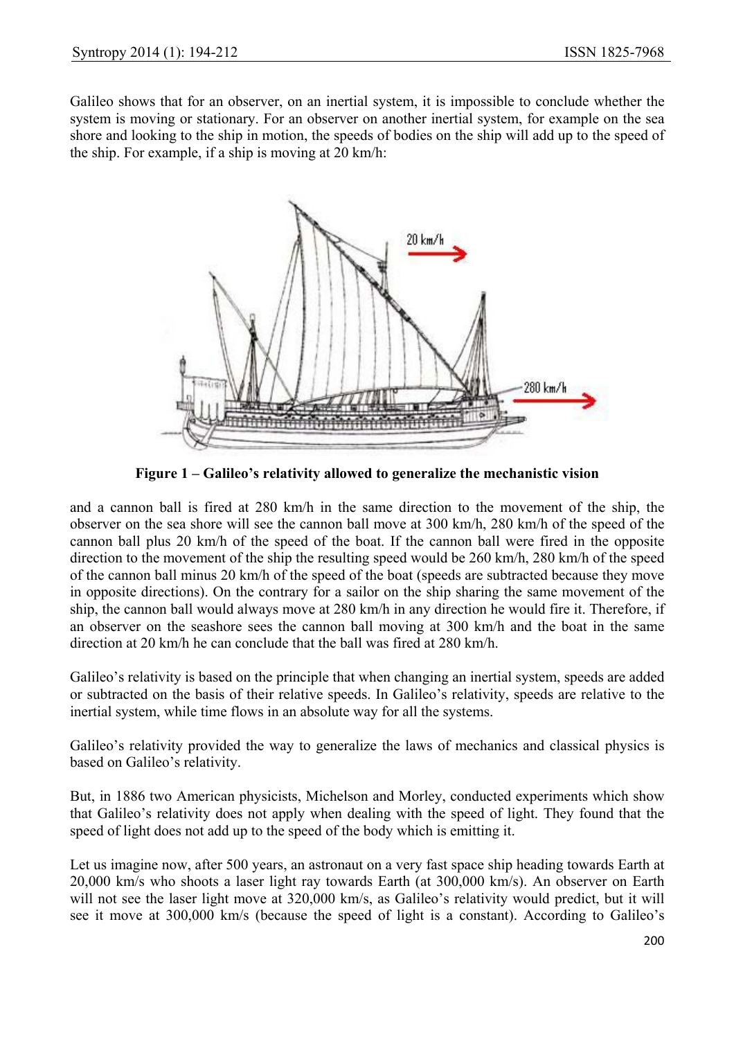Galileo shows that for an observer, on an inertial system, it is impossible to conclude whether the system is moving or stationary. For an observer on another inertial system, for example on the sea shore and looking to the ship in motion, the speeds of bodies on the ship will add up to the speed of the ship. For example, if a ship is moving at 20 km/h:

**Figure 1 – Galileo's relativity allowed to generalize the mechanistic vision**

and a cannon ball is fired at 280 km/h in the same direction to the movement of the ship, the observer on the sea shore will see the cannon ball move at 300 km/h, 280 km/h of the speed of the cannon ball plus 20 km/h of the speed of the boat. If the cannon ball were fired in the opposite direction to the movement of the ship the resulting speed would be 260 km/h, 280 km/h of the speed of the cannon ball minus 20 km/h of the speed of the boat (speeds are subtracted because they move in opposite directions). On the contrary for a sailor on the ship sharing the same movement of the ship, the cannon ball would always move at 280 km/h in any direction he would fire it. Therefore, if an observer on the seashore sees the cannon ball moving at 300 km/h and the boat in the same direction at 20 km/h he can conclude that the ball was fired at 280 km/h.

Galileo's relativity is based on the principle that when changing an inertial system, speeds are added or subtracted on the basis of their relative speeds. In Galileo's relativity, speeds are relative to the inertial system, while time flows in an absolute way for all the systems.

Galileo's relativity provided the way to generalize the laws of mechanics and classical physics is based on Galileo's relativity.

But, in 1886 two American physicists, Michelson and Morley, conducted experiments which show that Galileo's relativity does not apply when dealing with the speed of light. They found that the speed of light does not add up to the speed of the body which is emitting it.

Let us imagine now, after 500 years, an astronaut on a very fast space ship heading towards Earth at 20,000 km/s who shoots a laser light ray towards Earth (at 300,000 km/s). An observer on Earth will not see the laser light move at 320,000 km/s, as Galileo's relativity would predict, but it will see it move at 300,000 km/s (because the speed of light is a constant). According to Galileo's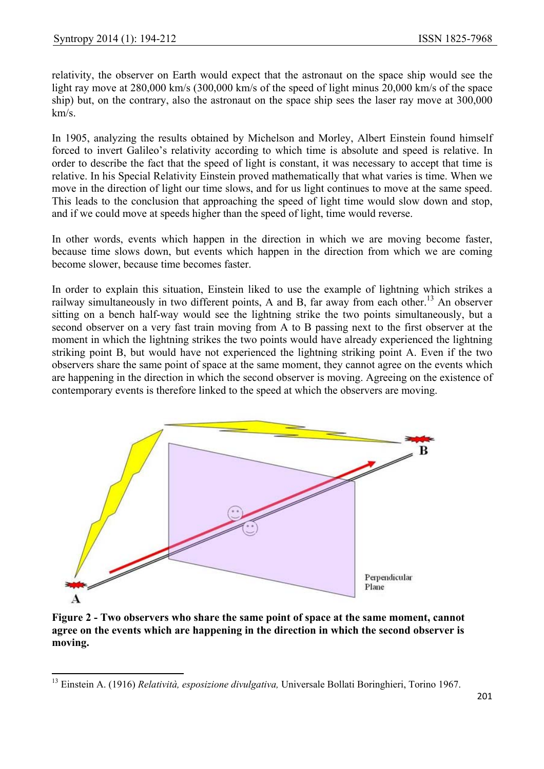relativity, the observer on Earth would expect that the astronaut on the space ship would see the light ray move at 280,000 km/s (300,000 km/s of the speed of light minus 20,000 km/s of the space ship) but, on the contrary, also the astronaut on the space ship sees the laser ray move at 300,000 km/s.

In 1905, analyzing the results obtained by Michelson and Morley, Albert Einstein found himself forced to invert Galileo's relativity according to which time is absolute and speed is relative. In order to describe the fact that the speed of light is constant, it was necessary to accept that time is relative. In his Special Relativity Einstein proved mathematically that what varies is time. When we move in the direction of light our time slows, and for us light continues to move at the same speed. This leads to the conclusion that approaching the speed of light time would slow down and stop, and if we could move at speeds higher than the speed of light, time would reverse.

In other words, events which happen in the direction in which we are moving become faster, because time slows down, but events which happen in the direction from which we are coming become slower, because time becomes faster.

In order to explain this situation, Einstein liked to use the example of lightning which strikes a railway simultaneously in two different points, A and B, far away from each other.[13] An observer sitting on a bench half-way would see the lightning strike the two points simultaneously, but a second observer on a very fast train moving from A to B passing next to the first observer at the moment in which the lightning strikes the two points would have already experienced the lightning striking point B, but would have not experienced the lightning striking point A. Even if the two observers share the same point of space at the same moment, they cannot agree on the events which are happening in the direction in which the second observer is moving. Agreeing on the existence of contemporary events is therefore linked to the speed at which the observers are moving.

**Figure 2 - Two observers who share the same point of space at the same moment, cannot agree on the events which are happening in the direction in which the second observer is moving.**

[13] Einstein A. (1916) *Relatività, esposizione divulgativa,* Universale Bollati Boringhieri, Torino 1967.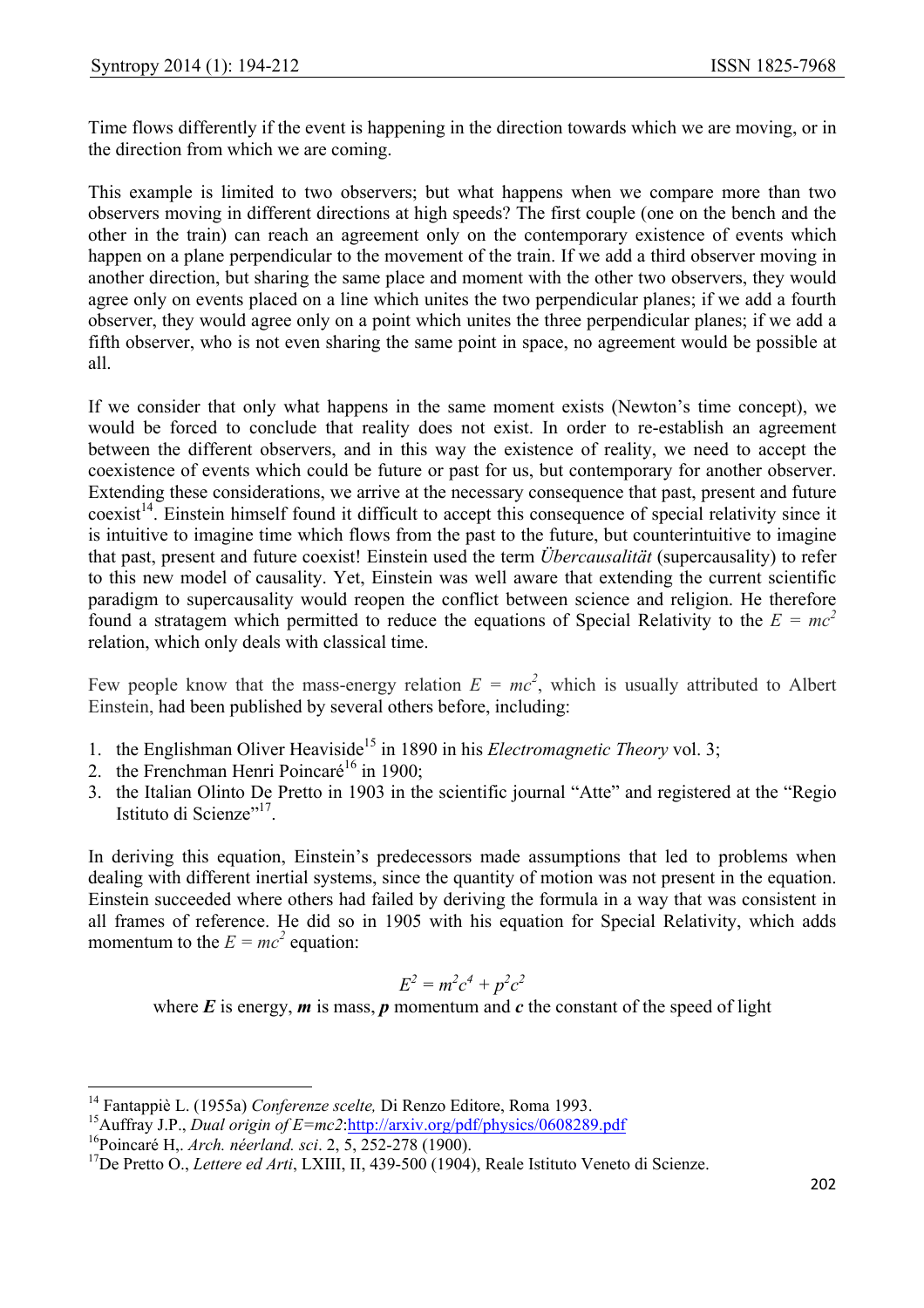Time flows differently if the event is happening in the direction towards which we are moving, or in the direction from which we are coming.

This example is limited to two observers; but what happens when we compare more than two observers moving in different directions at high speeds? The first couple (one on the bench and the other in the train) can reach an agreement only on the contemporary existence of events which happen on a plane perpendicular to the movement of the train. If we add a third observer moving in another direction, but sharing the same place and moment with the other two observers, they would agree only on events placed on a line which unites the two perpendicular planes; if we add a fourth observer, they would agree only on a point which unites the three perpendicular planes; if we add a fifth observer, who is not even sharing the same point in space, no agreement would be possible at all.

If we consider that only what happens in the same moment exists (Newton's time concept), we would be forced to conclude that reality does not exist. In order to re-establish an agreement between the different observers, and in this way the existence of reality, we need to accept the coexistence of events which could be future or past for us, but contemporary for another observer. Extending these considerations, we arrive at the necessary consequence that past, present and future coexist[14]. Einstein himself found it difficult to accept this consequence of special relativity since it is intuitive to imagine time which flows from the past to the future, but counterintuitive to imagine that past, present and future coexist! Einstein used the term *Übercausalität* (supercausality) to refer to this new model of causality. Yet, Einstein was well aware that extending the current scientific paradigm to supercausality would reopen the conflict between science and religion. He therefore found a stratagem which permitted to reduce the equations of Special Relativity to the $E = mc^2$ relation, which only deals with classical time.

Few people know that the mass-energy relation $E = mc^2$, which is usually attributed to Albert Einstein, had been published by several others before, including:

1. the Englishman Oliver Heaviside[15] in 1890 in his *Electromagnetic Theory* vol. 3;
2. the Frenchman Henri Poincaré[16] in 1900;
3. the Italian Olinto De Pretto in 1903 in the scientific journal "Atte" and registered at the "Regio Istituto di Scienze"[17].

In deriving this equation, Einstein's predecessors made assumptions that led to problems when dealing with different inertial systems, since the quantity of motion was not present in the equation. Einstein succeeded where others had failed by deriving the formula in a way that was consistent in all frames of reference. He did so in 1905 with his equation for Special Relativity, which adds momentum to the $E = mc^2$ equation:

$$E^2 = m^2c^4 + p^2c^2$$

where ***E*** is energy, ***m*** is mass, ***p*** momentum and ***c*** the constant of the speed of light

---

[14] Fantappiè L. (1955a) *Conferenze scelte,* Di Renzo Editore, Roma 1993.

[15] Auffray J.P., *Dual origin of E=mc2*:http://arxiv.org/pdf/physics/0608289.pdf

[16] Poincaré H,. *Arch. néerland. sci*. 2, 5, 252-278 (1900).

[17] De Pretto O., *Lettere ed Arti*, LXIII, II, 439-500 (1904), Reale Istituto Veneto di Scienze.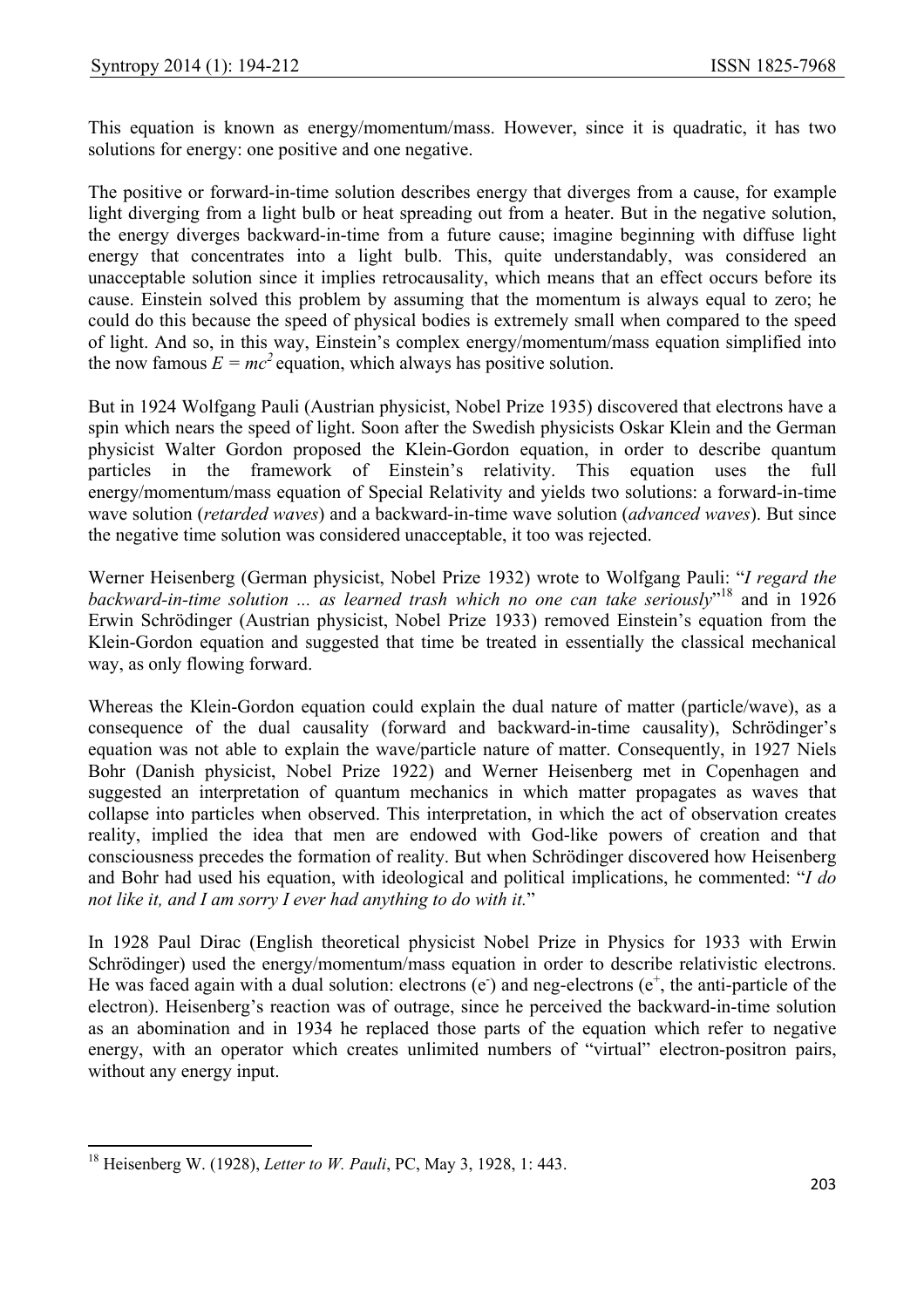This equation is known as energy/momentum/mass. However, since it is quadratic, it has two solutions for energy: one positive and one negative.

The positive or forward-in-time solution describes energy that diverges from a cause, for example light diverging from a light bulb or heat spreading out from a heater. But in the negative solution, the energy diverges backward-in-time from a future cause; imagine beginning with diffuse light energy that concentrates into a light bulb. This, quite understandably, was considered an unacceptable solution since it implies retrocausality, which means that an effect occurs before its cause. Einstein solved this problem by assuming that the momentum is always equal to zero; he could do this because the speed of physical bodies is extremely small when compared to the speed of light. And so, in this way, Einstein's complex energy/momentum/mass equation simplified into the now famous $E = mc^2$ equation, which always has positive solution.

But in 1924 Wolfgang Pauli (Austrian physicist, Nobel Prize 1935) discovered that electrons have a spin which nears the speed of light. Soon after the Swedish physicists Oskar Klein and the German physicist Walter Gordon proposed the Klein-Gordon equation, in order to describe quantum particles in the framework of Einstein's relativity. This equation uses the full energy/momentum/mass equation of Special Relativity and yields two solutions: a forward-in-time wave solution (*retarded waves*) and a backward-in-time wave solution (*advanced waves*). But since the negative time solution was considered unacceptable, it too was rejected.

Werner Heisenberg (German physicist, Nobel Prize 1932) wrote to Wolfgang Pauli: "*I regard the backward-in-time solution ... as learned trash which no one can take seriously*"[18] and in 1926 Erwin Schrödinger (Austrian physicist, Nobel Prize 1933) removed Einstein's equation from the Klein-Gordon equation and suggested that time be treated in essentially the classical mechanical way, as only flowing forward.

Whereas the Klein-Gordon equation could explain the dual nature of matter (particle/wave), as a consequence of the dual causality (forward and backward-in-time causality), Schrödinger's equation was not able to explain the wave/particle nature of matter. Consequently, in 1927 Niels Bohr (Danish physicist, Nobel Prize 1922) and Werner Heisenberg met in Copenhagen and suggested an interpretation of quantum mechanics in which matter propagates as waves that collapse into particles when observed. This interpretation, in which the act of observation creates reality, implied the idea that men are endowed with God-like powers of creation and that consciousness precedes the formation of reality. But when Schrödinger discovered how Heisenberg and Bohr had used his equation, with ideological and political implications, he commented: "*I do not like it, and I am sorry I ever had anything to do with it.*"

In 1928 Paul Dirac (English theoretical physicist Nobel Prize in Physics for 1933 with Erwin Schrödinger) used the energy/momentum/mass equation in order to describe relativistic electrons. He was faced again with a dual solution: electrons ($e^-$) and neg-electrons ($e^+$, the anti-particle of the electron). Heisenberg's reaction was of outrage, since he perceived the backward-in-time solution as an abomination and in 1934 he replaced those parts of the equation which refer to negative energy, with an operator which creates unlimited numbers of "virtual" electron-positron pairs, without any energy input.

[18] Heisenberg W. (1928), *Letter to W. Pauli*, PC, May 3, 1928, 1: 443.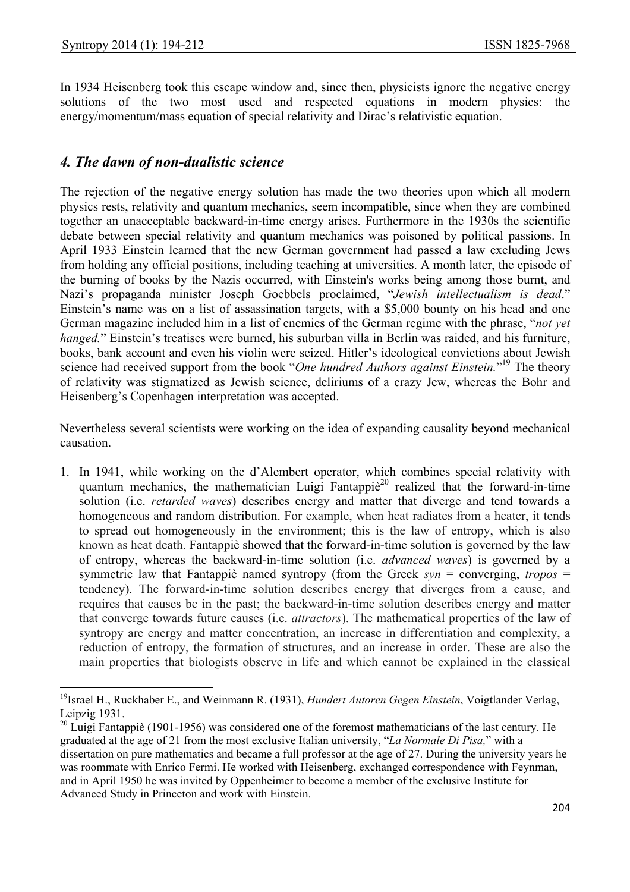In 1934 Heisenberg took this escape window and, since then, physicists ignore the negative energy solutions of the two most used and respected equations in modern physics: the energy/momentum/mass equation of special relativity and Dirac's relativistic equation.

## *4. The dawn of non-dualistic science*

The rejection of the negative energy solution has made the two theories upon which all modern physics rests, relativity and quantum mechanics, seem incompatible, since when they are combined together an unacceptable backward-in-time energy arises. Furthermore in the 1930s the scientific debate between special relativity and quantum mechanics was poisoned by political passions. In April 1933 Einstein learned that the new German government had passed a law excluding Jews from holding any official positions, including teaching at universities. A month later, the episode of the burning of books by the Nazis occurred, with Einstein's works being among those burnt, and Nazi's propaganda minister Joseph Goebbels proclaimed, "*Jewish intellectualism is dead*." Einstein's name was on a list of assassination targets, with a $5,000 bounty on his head and one German magazine included him in a list of enemies of the German regime with the phrase, "*not yet hanged.*" Einstein's treatises were burned, his suburban villa in Berlin was raided, and his furniture, books, bank account and even his violin were seized. Hitler's ideological convictions about Jewish science had received support from the book "*One hundred Authors against Einstein.*"[19] The theory of relativity was stigmatized as Jewish science, deliriums of a crazy Jew, whereas the Bohr and Heisenberg's Copenhagen interpretation was accepted.

Nevertheless several scientists were working on the idea of expanding causality beyond mechanical causation.

1. In 1941, while working on the d'Alembert operator, which combines special relativity with quantum mechanics, the mathematician Luigi Fantappiè[20] realized that the forward-in-time solution (i.e. *retarded waves*) describes energy and matter that diverge and tend towards a homogeneous and random distribution. For example, when heat radiates from a heater, it tends to spread out homogeneously in the environment; this is the law of entropy, which is also known as heat death. Fantappiè showed that the forward-in-time solution is governed by the law of entropy, whereas the backward-in-time solution (i.e. *advanced waves*) is governed by a symmetric law that Fantappiè named syntropy (from the Greek *syn* = converging, *tropos* = tendency). The forward-in-time solution describes energy that diverges from a cause, and requires that causes be in the past; the backward-in-time solution describes energy and matter that converge towards future causes (i.e. *attractors*). The mathematical properties of the law of syntropy are energy and matter concentration, an increase in differentiation and complexity, a reduction of entropy, the formation of structures, and an increase in order. These are also the main properties that biologists observe in life and which cannot be explained in the classical

---

[19] Israel H., Ruckhaber E., and Weinmann R. (1931), *Hundert Autoren Gegen Einstein*, Voigtlander Verlag, Leipzig 1931.

[20] Luigi Fantappiè (1901-1956) was considered one of the foremost mathematicians of the last century. He graduated at the age of 21 from the most exclusive Italian university, "*La Normale Di Pisa,*" with a dissertation on pure mathematics and became a full professor at the age of 27. During the university years he was roommate with Enrico Fermi. He worked with Heisenberg, exchanged correspondence with Feynman, and in April 1950 he was invited by Oppenheimer to become a member of the exclusive Institute for Advanced Study in Princeton and work with Einstein.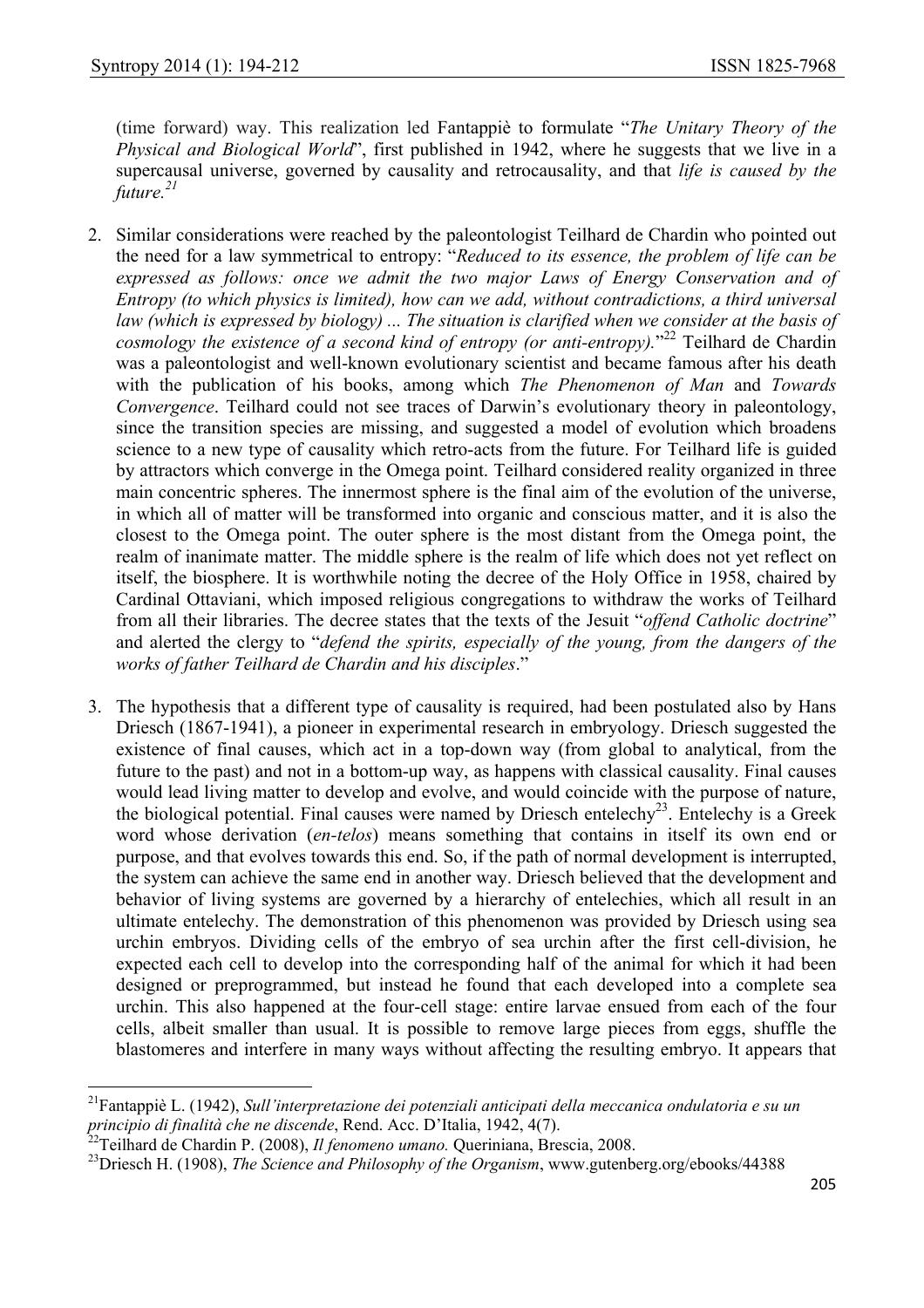(time forward) way. This realization led Fantappiè to formulate "*The Unitary Theory of the Physical and Biological World*", first published in 1942, where he suggests that we live in a supercausal universe, governed by causality and retrocausality, and that *life is caused by the future.*[21]

2. Similar considerations were reached by the paleontologist Teilhard de Chardin who pointed out the need for a law symmetrical to entropy: "*Reduced to its essence, the problem of life can be expressed as follows: once we admit the two major Laws of Energy Conservation and of Entropy (to which physics is limited), how can we add, without contradictions, a third universal law (which is expressed by biology) ... The situation is clarified when we consider at the basis of cosmology the existence of a second kind of entropy (or anti-entropy).*"[22] Teilhard de Chardin was a paleontologist and well-known evolutionary scientist and became famous after his death with the publication of his books, among which *The Phenomenon of Man* and *Towards Convergence*. Teilhard could not see traces of Darwin's evolutionary theory in paleontology, since the transition species are missing, and suggested a model of evolution which broadens science to a new type of causality which retro-acts from the future. For Teilhard life is guided by attractors which converge in the Omega point. Teilhard considered reality organized in three main concentric spheres. The innermost sphere is the final aim of the evolution of the universe, in which all of matter will be transformed into organic and conscious matter, and it is also the closest to the Omega point. The outer sphere is the most distant from the Omega point, the realm of inanimate matter. The middle sphere is the realm of life which does not yet reflect on itself, the biosphere. It is worthwhile noting the decree of the Holy Office in 1958, chaired by Cardinal Ottaviani, which imposed religious congregations to withdraw the works of Teilhard from all their libraries. The decree states that the texts of the Jesuit "*offend Catholic doctrine*" and alerted the clergy to "*defend the spirits, especially of the young, from the dangers of the works of father Teilhard de Chardin and his disciples*."

3. The hypothesis that a different type of causality is required, had been postulated also by Hans Driesch (1867-1941), a pioneer in experimental research in embryology. Driesch suggested the existence of final causes, which act in a top-down way (from global to analytical, from the future to the past) and not in a bottom-up way, as happens with classical causality. Final causes would lead living matter to develop and evolve, and would coincide with the purpose of nature, the biological potential. Final causes were named by Driesch entelechy[23]. Entelechy is a Greek word whose derivation (*en-telos*) means something that contains in itself its own end or purpose, and that evolves towards this end. So, if the path of normal development is interrupted, the system can achieve the same end in another way. Driesch believed that the development and behavior of living systems are governed by a hierarchy of entelechies, which all result in an ultimate entelechy. The demonstration of this phenomenon was provided by Driesch using sea urchin embryos. Dividing cells of the embryo of sea urchin after the first cell-division, he expected each cell to develop into the corresponding half of the animal for which it had been designed or preprogrammed, but instead he found that each developed into a complete sea urchin. This also happened at the four-cell stage: entire larvae ensued from each of the four cells, albeit smaller than usual. It is possible to remove large pieces from eggs, shuffle the blastomeres and interfere in many ways without affecting the resulting embryo. It appears that

---

[21] Fantappiè L. (1942), *Sull'interpretazione dei potenziali anticipati della meccanica ondulatoria e su un principio di finalità che ne discende*, Rend. Acc. D'Italia, 1942, 4(7).

[22] Teilhard de Chardin P. (2008), *Il fenomeno umano.* Queriniana, Brescia, 2008.

[23] Driesch H. (1908), *The Science and Philosophy of the Organism*, www.gutenberg.org/ebooks/44388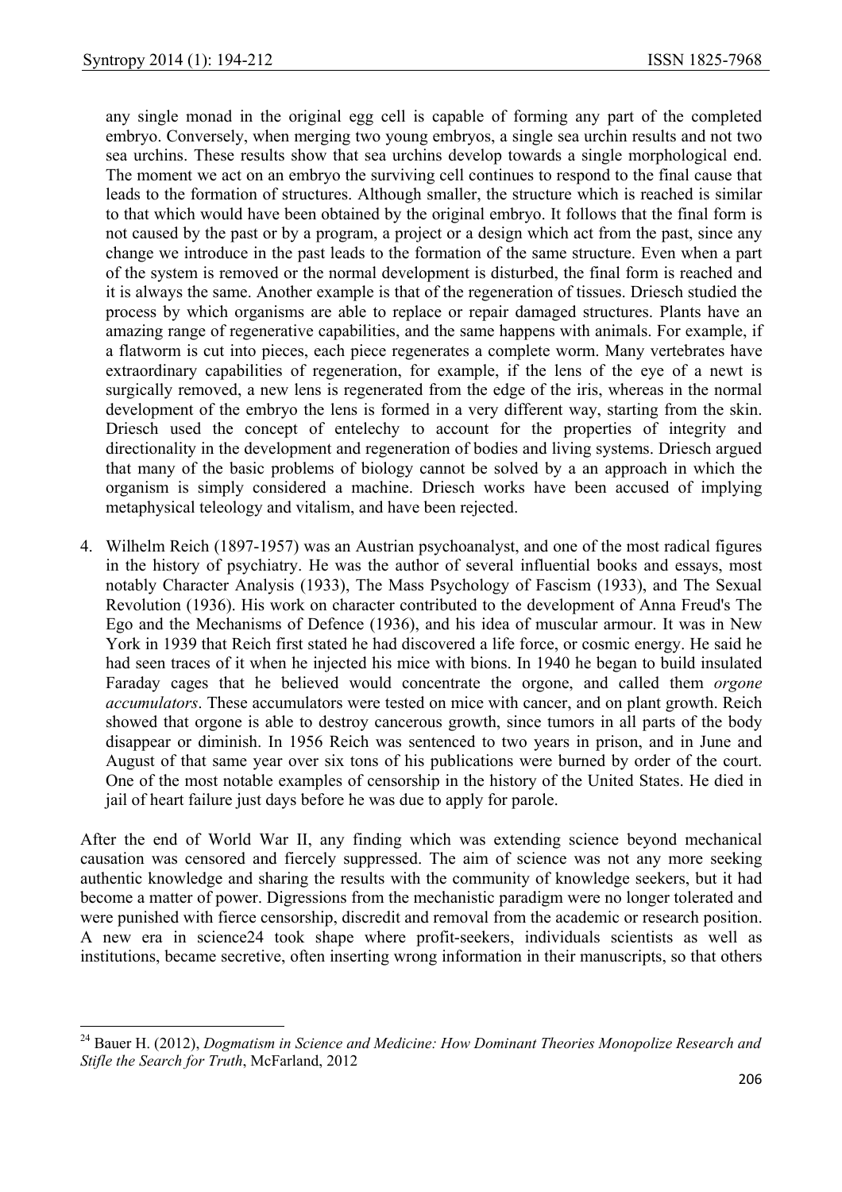any single monad in the original egg cell is capable of forming any part of the completed embryo. Conversely, when merging two young embryos, a single sea urchin results and not two sea urchins. These results show that sea urchins develop towards a single morphological end. The moment we act on an embryo the surviving cell continues to respond to the final cause that leads to the formation of structures. Although smaller, the structure which is reached is similar to that which would have been obtained by the original embryo. It follows that the final form is not caused by the past or by a program, a project or a design which act from the past, since any change we introduce in the past leads to the formation of the same structure. Even when a part of the system is removed or the normal development is disturbed, the final form is reached and it is always the same. Another example is that of the regeneration of tissues. Driesch studied the process by which organisms are able to replace or repair damaged structures. Plants have an amazing range of regenerative capabilities, and the same happens with animals. For example, if a flatworm is cut into pieces, each piece regenerates a complete worm. Many vertebrates have extraordinary capabilities of regeneration, for example, if the lens of the eye of a newt is surgically removed, a new lens is regenerated from the edge of the iris, whereas in the normal development of the embryo the lens is formed in a very different way, starting from the skin. Driesch used the concept of entelechy to account for the properties of integrity and directionality in the development and regeneration of bodies and living systems. Driesch argued that many of the basic problems of biology cannot be solved by a an approach in which the organism is simply considered a machine. Driesch works have been accused of implying metaphysical teleology and vitalism, and have been rejected.

4. Wilhelm Reich (1897-1957) was an Austrian psychoanalyst, and one of the most radical figures in the history of psychiatry. He was the author of several influential books and essays, most notably Character Analysis (1933), The Mass Psychology of Fascism (1933), and The Sexual Revolution (1936). His work on character contributed to the development of Anna Freud's The Ego and the Mechanisms of Defence (1936), and his idea of muscular armour. It was in New York in 1939 that Reich first stated he had discovered a life force, or cosmic energy. He said he had seen traces of it when he injected his mice with bions. In 1940 he began to build insulated Faraday cages that he believed would concentrate the orgone, and called them *orgone accumulators*. These accumulators were tested on mice with cancer, and on plant growth. Reich showed that orgone is able to destroy cancerous growth, since tumors in all parts of the body disappear or diminish. In 1956 Reich was sentenced to two years in prison, and in June and August of that same year over six tons of his publications were burned by order of the court. One of the most notable examples of censorship in the history of the United States. He died in jail of heart failure just days before he was due to apply for parole.

After the end of World War II, any finding which was extending science beyond mechanical causation was censored and fiercely suppressed. The aim of science was not any more seeking authentic knowledge and sharing the results with the community of knowledge seekers, but it had become a matter of power. Digressions from the mechanistic paradigm were no longer tolerated and were punished with fierce censorship, discredit and removal from the academic or research position. A new era in science[24] took shape where profit-seekers, individuals scientists as well as institutions, became secretive, often inserting wrong information in their manuscripts, so that others

---

[24] Bauer H. (2012), *Dogmatism in Science and Medicine: How Dominant Theories Monopolize Research and Stifle the Search for Truth*, McFarland, 2012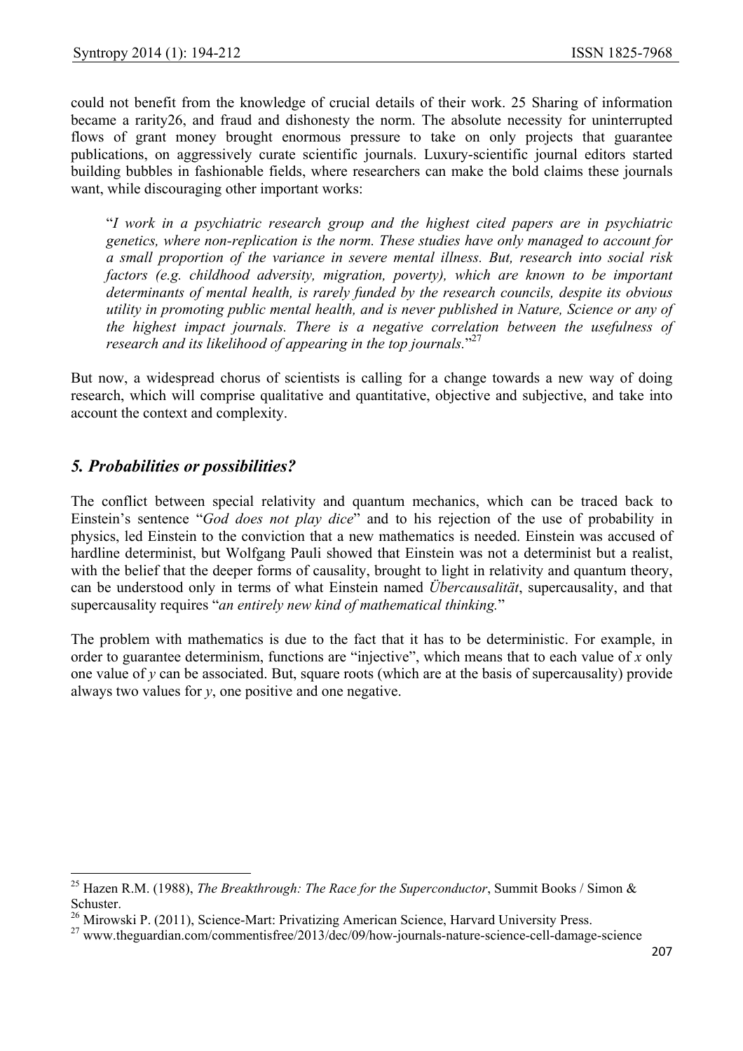could not benefit from the knowledge of crucial details of their work. 25 Sharing of information became a rarity26, and fraud and dishonesty the norm. The absolute necessity for uninterrupted flows of grant money brought enormous pressure to take on only projects that guarantee publications, on aggressively curate scientific journals. Luxury-scientific journal editors started building bubbles in fashionable fields, where researchers can make the bold claims these journals want, while discouraging other important works:

> "*I work in a psychiatric research group and the highest cited papers are in psychiatric genetics, where non-replication is the norm. These studies have only managed to account for a small proportion of the variance in severe mental illness. But, research into social risk factors (e.g. childhood adversity, migration, poverty), which are known to be important determinants of mental health, is rarely funded by the research councils, despite its obvious utility in promoting public mental health, and is never published in Nature, Science or any of the highest impact journals. There is a negative correlation between the usefulness of research and its likelihood of appearing in the top journals.*"[27]

But now, a widespread chorus of scientists is calling for a change towards a new way of doing research, which will comprise qualitative and quantitative, objective and subjective, and take into account the context and complexity.

## *5. Probabilities or possibilities?*

The conflict between special relativity and quantum mechanics, which can be traced back to Einstein's sentence "*God does not play dice*" and to his rejection of the use of probability in physics, led Einstein to the conviction that a new mathematics is needed. Einstein was accused of hardline determinist, but Wolfgang Pauli showed that Einstein was not a determinist but a realist, with the belief that the deeper forms of causality, brought to light in relativity and quantum theory, can be understood only in terms of what Einstein named *Übercausalität*, supercausality, and that supercausality requires "*an entirely new kind of mathematical thinking.*"

The problem with mathematics is due to the fact that it has to be deterministic. For example, in order to guarantee determinism, functions are "injective", which means that to each value of $x$ only one value of $y$ can be associated. But, square roots (which are at the basis of supercausality) provide always two values for $y$, one positive and one negative.

---

[25] Hazen R.M. (1988), *The Breakthrough: The Race for the Superconductor*, Summit Books / Simon & Schuster.

[26] Mirowski P. (2011), Science-Mart: Privatizing American Science, Harvard University Press.

[27] www.theguardian.com/commentisfree/2013/dec/09/how-journals-nature-science-cell-damage-science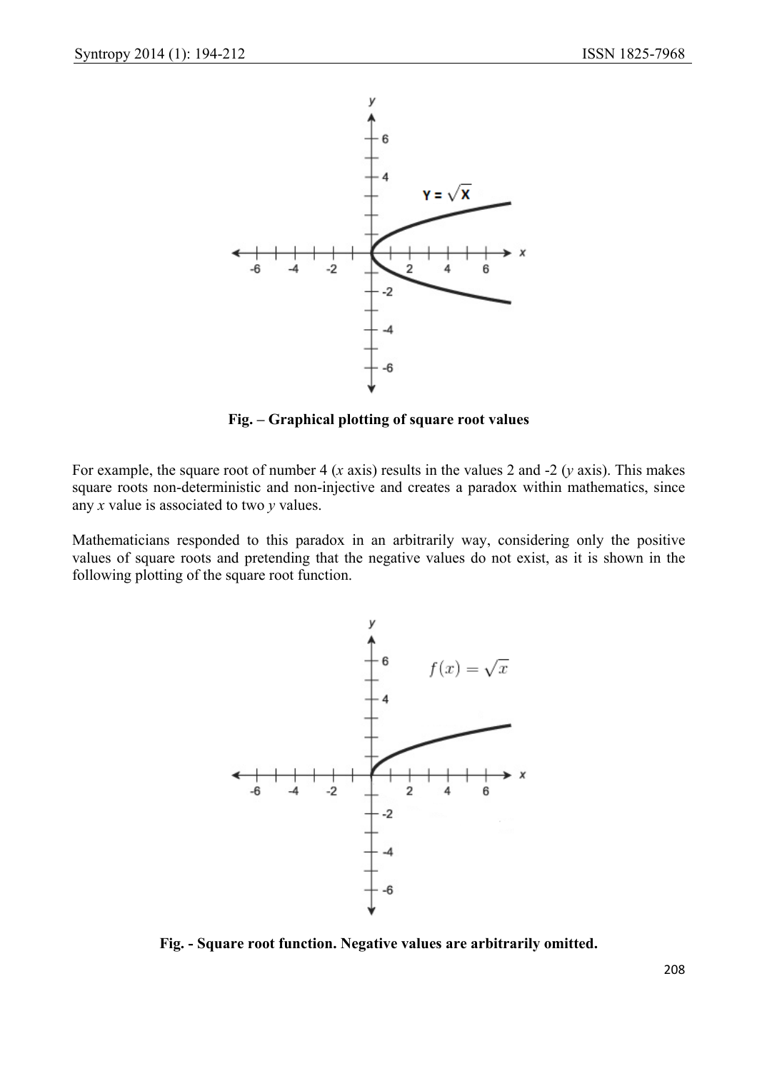**Fig. – Graphical plotting of square root values**

For example, the square root of number 4 ($x$ axis) results in the values 2 and -2 ($y$ axis). This makes square roots non-deterministic and non-injective and creates a paradox within mathematics, since any $x$ value is associated to two $y$ values.

Mathematicians responded to this paradox in an arbitrarily way, considering only the positive values of square roots and pretending that the negative values do not exist, as it is shown in the following plotting of the square root function.

**Fig. - Square root function. Negative values are arbitrarily omitted.**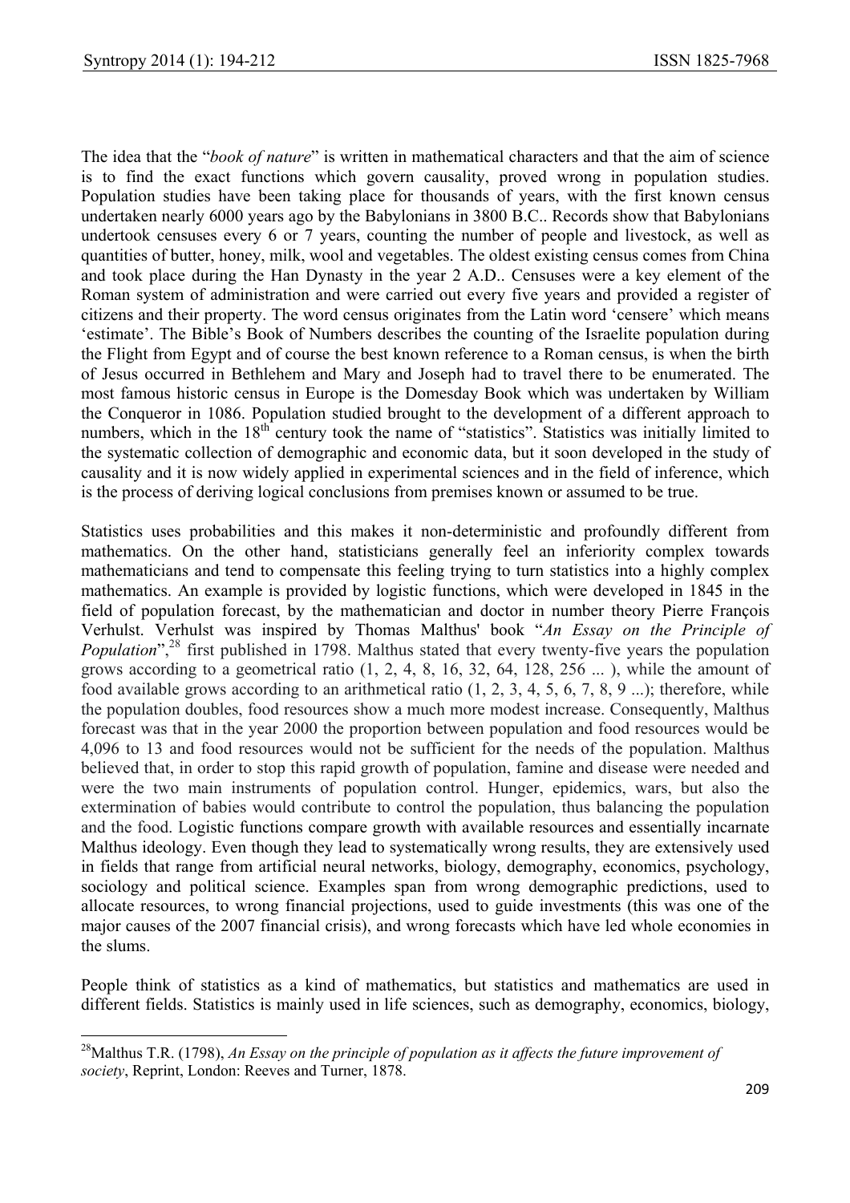The idea that the "*book of nature*" is written in mathematical characters and that the aim of science is to find the exact functions which govern causality, proved wrong in population studies. Population studies have been taking place for thousands of years, with the first known census undertaken nearly 6000 years ago by the Babylonians in 3800 B.C.. Records show that Babylonians undertook censuses every 6 or 7 years, counting the number of people and livestock, as well as quantities of butter, honey, milk, wool and vegetables. The oldest existing census comes from China and took place during the Han Dynasty in the year 2 A.D.. Censuses were a key element of the Roman system of administration and were carried out every five years and provided a register of citizens and their property. The word census originates from the Latin word 'censere' which means 'estimate'. The Bible's Book of Numbers describes the counting of the Israelite population during the Flight from Egypt and of course the best known reference to a Roman census, is when the birth of Jesus occurred in Bethlehem and Mary and Joseph had to travel there to be enumerated. The most famous historic census in Europe is the Domesday Book which was undertaken by William the Conqueror in 1086. Population studied brought to the development of a different approach to numbers, which in the 18th century took the name of "statistics". Statistics was initially limited to the systematic collection of demographic and economic data, but it soon developed in the study of causality and it is now widely applied in experimental sciences and in the field of inference, which is the process of deriving logical conclusions from premises known or assumed to be true.

Statistics uses probabilities and this makes it non-deterministic and profoundly different from mathematics. On the other hand, statisticians generally feel an inferiority complex towards mathematicians and tend to compensate this feeling trying to turn statistics into a highly complex mathematics. An example is provided by logistic functions, which were developed in 1845 in the field of population forecast, by the mathematician and doctor in number theory Pierre François Verhulst. Verhulst was inspired by Thomas Malthus' book "*An Essay on the Principle of Population*",[28] first published in 1798. Malthus stated that every twenty-five years the population grows according to a geometrical ratio (1, 2, 4, 8, 16, 32, 64, 128, 256 ... ), while the amount of food available grows according to an arithmetical ratio (1, 2, 3, 4, 5, 6, 7, 8, 9 ...); therefore, while the population doubles, food resources show a much more modest increase. Consequently, Malthus forecast was that in the year 2000 the proportion between population and food resources would be 4,096 to 13 and food resources would not be sufficient for the needs of the population. Malthus believed that, in order to stop this rapid growth of population, famine and disease were needed and were the two main instruments of population control. Hunger, epidemics, wars, but also the extermination of babies would contribute to control the population, thus balancing the population and the food. Logistic functions compare growth with available resources and essentially incarnate Malthus ideology. Even though they lead to systematically wrong results, they are extensively used in fields that range from artificial neural networks, biology, demography, economics, psychology, sociology and political science. Examples span from wrong demographic predictions, used to allocate resources, to wrong financial projections, used to guide investments (this was one of the major causes of the 2007 financial crisis), and wrong forecasts which have led whole economies in the slums.

People think of statistics as a kind of mathematics, but statistics and mathematics are used in different fields. Statistics is mainly used in life sciences, such as demography, economics, biology,

---

[28] Malthus T.R. (1798), *An Essay on the principle of population as it affects the future improvement of society*, Reprint, London: Reeves and Turner, 1878.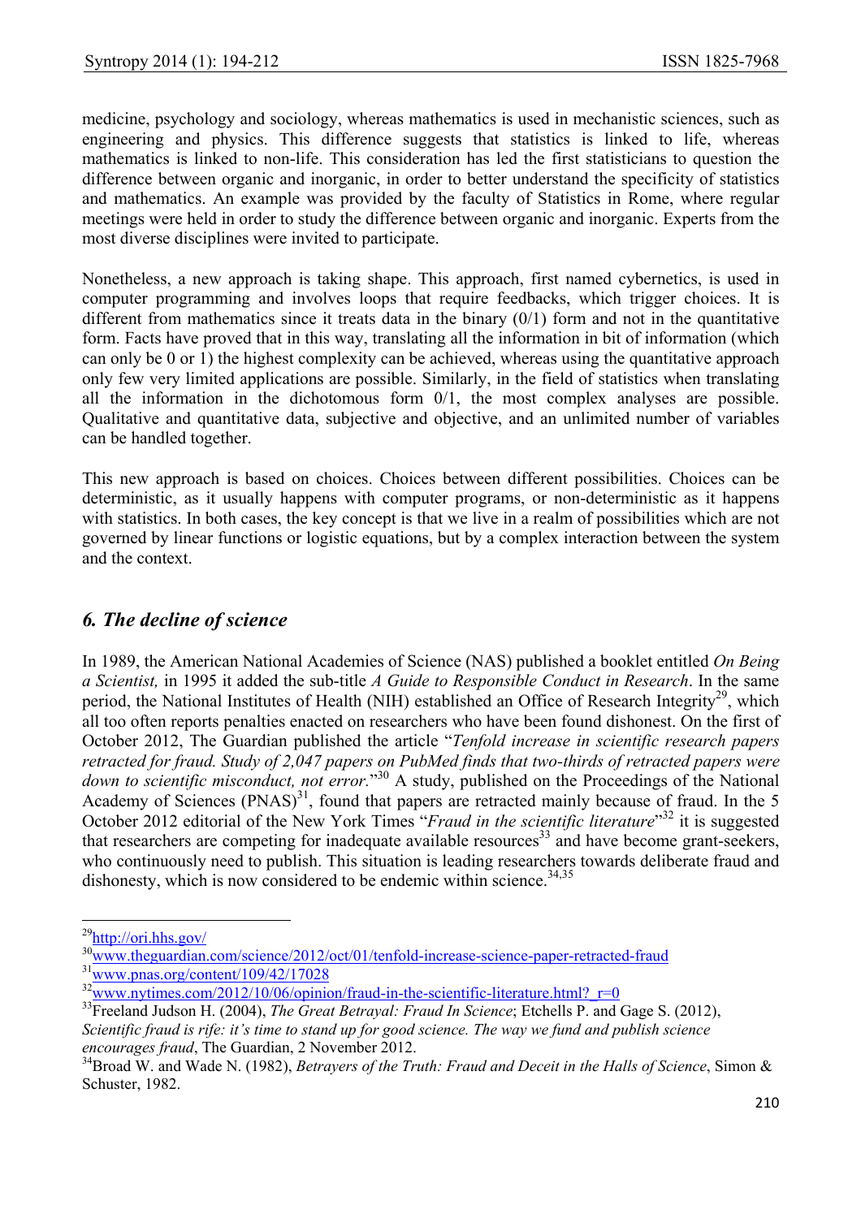medicine, psychology and sociology, whereas mathematics is used in mechanistic sciences, such as engineering and physics. This difference suggests that statistics is linked to life, whereas mathematics is linked to non-life. This consideration has led the first statisticians to question the difference between organic and inorganic, in order to better understand the specificity of statistics and mathematics. An example was provided by the faculty of Statistics in Rome, where regular meetings were held in order to study the difference between organic and inorganic. Experts from the most diverse disciplines were invited to participate.

Nonetheless, a new approach is taking shape. This approach, first named cybernetics, is used in computer programming and involves loops that require feedbacks, which trigger choices. It is different from mathematics since it treats data in the binary (0/1) form and not in the quantitative form. Facts have proved that in this way, translating all the information in bit of information (which can only be 0 or 1) the highest complexity can be achieved, whereas using the quantitative approach only few very limited applications are possible. Similarly, in the field of statistics when translating all the information in the dichotomous form 0/1, the most complex analyses are possible. Qualitative and quantitative data, subjective and objective, and an unlimited number of variables can be handled together.

This new approach is based on choices. Choices between different possibilities. Choices can be deterministic, as it usually happens with computer programs, or non-deterministic as it happens with statistics. In both cases, the key concept is that we live in a realm of possibilities which are not governed by linear functions or logistic equations, but by a complex interaction between the system and the context.

## *6. The decline of science*

In 1989, the American National Academies of Science (NAS) published a booklet entitled *On Being a Scientist,* in 1995 it added the sub-title *A Guide to Responsible Conduct in Research*. In the same period, the National Institutes of Health (NIH) established an Office of Research Integrity[29], which all too often reports penalties enacted on researchers who have been found dishonest. On the first of October 2012, The Guardian published the article "*Tenfold increase in scientific research papers retracted for fraud. Study of 2,047 papers on PubMed finds that two-thirds of retracted papers were down to scientific misconduct, not error.*"[30] A study, published on the Proceedings of the National Academy of Sciences (PNAS)[31], found that papers are retracted mainly because of fraud. In the 5 October 2012 editorial of the New York Times "*Fraud in the scientific literature*"[32] it is suggested that researchers are competing for inadequate available resources[33] and have become grant-seekers, who continuously need to publish. This situation is leading researchers towards deliberate fraud and dishonesty, which is now considered to be endemic within science.[34,35]

---

[29] http://ori.hhs.gov/

[30] www.theguardian.com/science/2012/oct/01/tenfold-increase-science-paper-retracted-fraud

[31] www.pnas.org/content/109/42/17028

[32] www.nytimes.com/2012/10/06/opinion/fraud-in-the-scientific-literature.html?_r=0

[33] Freeland Judson H. (2004), *The Great Betrayal: Fraud In Science*; Etchells P. and Gage S. (2012), *Scientific fraud is rife: it's time to stand up for good science. The way we fund and publish science encourages fraud*, The Guardian, 2 November 2012.

[34] Broad W. and Wade N. (1982), *Betrayers of the Truth: Fraud and Deceit in the Halls of Science*, Simon & Schuster, 1982.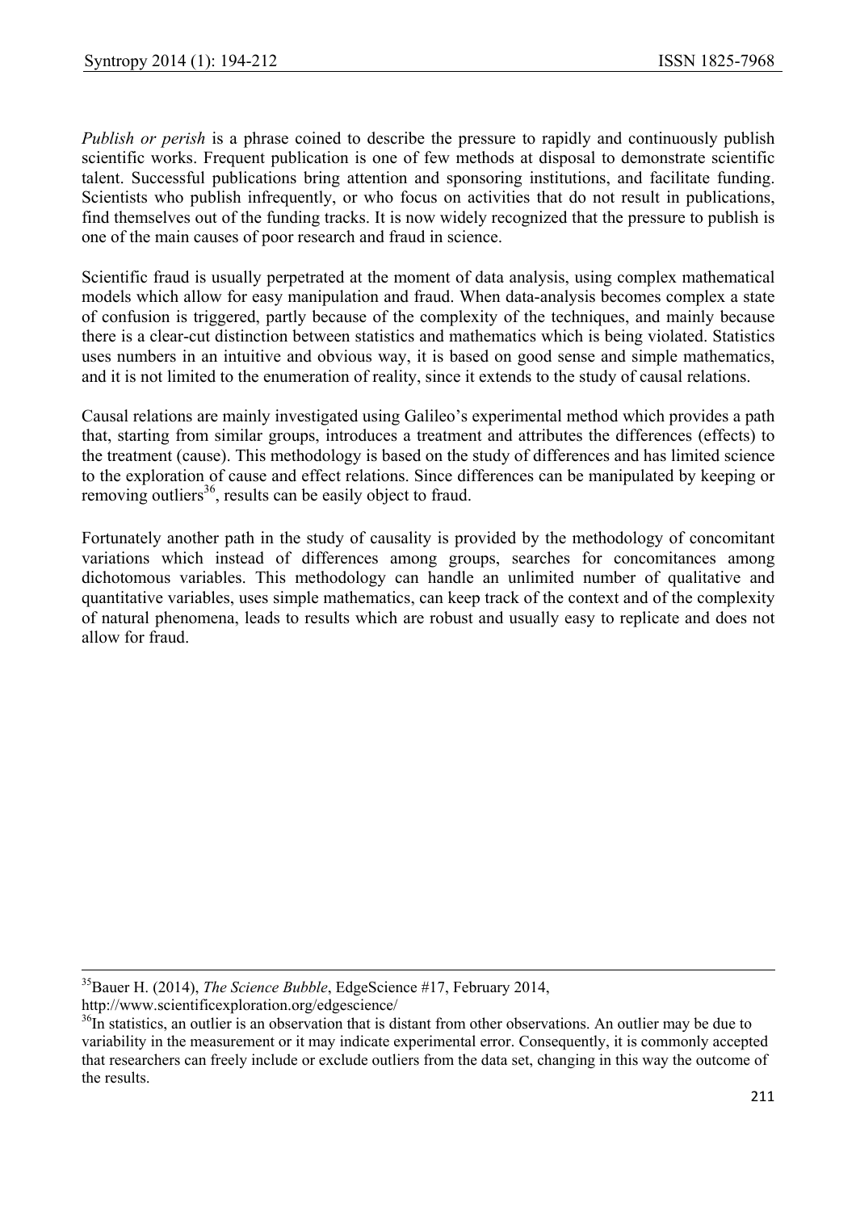*Publish or perish* is a phrase coined to describe the pressure to rapidly and continuously publish scientific works. Frequent publication is one of few methods at disposal to demonstrate scientific talent. Successful publications bring attention and sponsoring institutions, and facilitate funding. Scientists who publish infrequently, or who focus on activities that do not result in publications, find themselves out of the funding tracks. It is now widely recognized that the pressure to publish is one of the main causes of poor research and fraud in science.

Scientific fraud is usually perpetrated at the moment of data analysis, using complex mathematical models which allow for easy manipulation and fraud. When data-analysis becomes complex a state of confusion is triggered, partly because of the complexity of the techniques, and mainly because there is a clear-cut distinction between statistics and mathematics which is being violated. Statistics uses numbers in an intuitive and obvious way, it is based on good sense and simple mathematics, and it is not limited to the enumeration of reality, since it extends to the study of causal relations.

Causal relations are mainly investigated using Galileo's experimental method which provides a path that, starting from similar groups, introduces a treatment and attributes the differences (effects) to the treatment (cause). This methodology is based on the study of differences and has limited science to the exploration of cause and effect relations. Since differences can be manipulated by keeping or removing outliers[36], results can be easily object to fraud.

Fortunately another path in the study of causality is provided by the methodology of concomitant variations which instead of differences among groups, searches for concomitances among dichotomous variables. This methodology can handle an unlimited number of qualitative and quantitative variables, uses simple mathematics, can keep track of the context and of the complexity of natural phenomena, leads to results which are robust and usually easy to replicate and does not allow for fraud.

---

[35] Bauer H. (2014), *The Science Bubble*, EdgeScience #17, February 2014, http://www.scientificexploration.org/edgescience/

[36] In statistics, an outlier is an observation that is distant from other observations. An outlier may be due to variability in the measurement or it may indicate experimental error. Consequently, it is commonly accepted that researchers can freely include or exclude outliers from the data set, changing in this way the outcome of the results.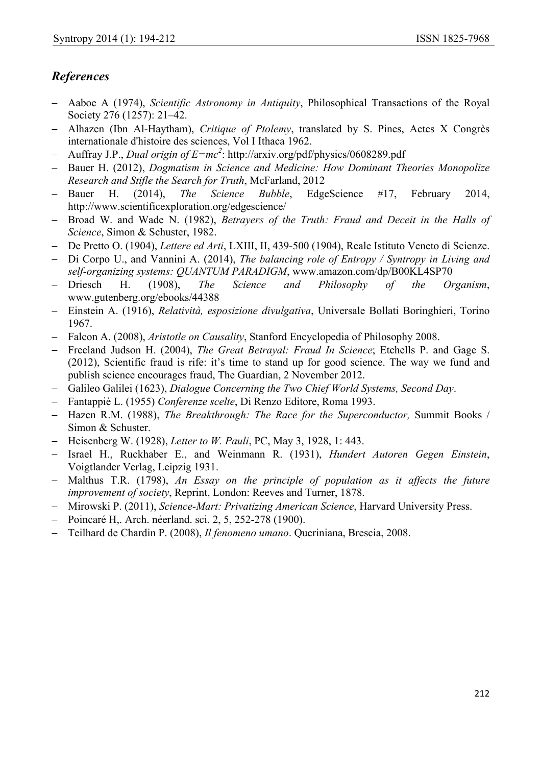## *References*

- Aaboe A (1974), *Scientific Astronomy in Antiquity*, Philosophical Transactions of the Royal Society 276 (1257): 21–42.
- Alhazen (Ibn Al-Haytham), *Critique of Ptolemy*, translated by S. Pines, Actes X Congrès internationale d'histoire des sciences, Vol I Ithaca 1962.
- Auffray J.P., *Dual origin of $E=mc^2$*: http://arxiv.org/pdf/physics/0608289.pdf
- Bauer H. (2012), *Dogmatism in Science and Medicine: How Dominant Theories Monopolize Research and Stifle the Search for Truth*, McFarland, 2012
- Bauer H. (2014), *The Science Bubble*, EdgeScience #17, February 2014, http://www.scientificexploration.org/edgescience/
- Broad W. and Wade N. (1982), *Betrayers of the Truth: Fraud and Deceit in the Halls of Science*, Simon & Schuster, 1982.
- De Pretto O. (1904), *Lettere ed Arti*, LXIII, II, 439-500 (1904), Reale Istituto Veneto di Scienze.
- Di Corpo U., and Vannini A. (2014), *The balancing role of Entropy / Syntropy in Living and self-organizing systems: QUANTUM PARADIGM*, www.amazon.com/dp/B00KL4SP70
- Driesch H. (1908), *The Science and Philosophy of the Organism*, www.gutenberg.org/ebooks/44388
- Einstein A. (1916), *Relatività, esposizione divulgativa*, Universale Bollati Boringhieri, Torino 1967.
- Falcon A. (2008), *Aristotle on Causality*, Stanford Encyclopedia of Philosophy 2008.
- Freeland Judson H. (2004), *The Great Betrayal: Fraud In Science*; Etchells P. and Gage S. (2012), Scientific fraud is rife: it's time to stand up for good science. The way we fund and publish science encourages fraud, The Guardian, 2 November 2012.
- Galileo Galilei (1623), *Dialogue Concerning the Two Chief World Systems, Second Day*.
- Fantappiè L. (1955) *Conferenze scelte*, Di Renzo Editore, Roma 1993.
- Hazen R.M. (1988), *The Breakthrough: The Race for the Superconductor,* Summit Books / Simon & Schuster.
- Heisenberg W. (1928), *Letter to W. Pauli*, PC, May 3, 1928, 1: 443.
- Israel H., Ruckhaber E., and Weinmann R. (1931), *Hundert Autoren Gegen Einstein*, Voigtlander Verlag, Leipzig 1931.
- Malthus T.R. (1798), *An Essay on the principle of population as it affects the future improvement of society*, Reprint, London: Reeves and Turner, 1878.
- Mirowski P. (2011), *Science-Mart: Privatizing American Science*, Harvard University Press.
- Poincaré H,. Arch. néerland. sci. 2, 5, 252-278 (1900).
- Teilhard de Chardin P. (2008), *Il fenomeno umano*. Queriniana, Brescia, 2008.